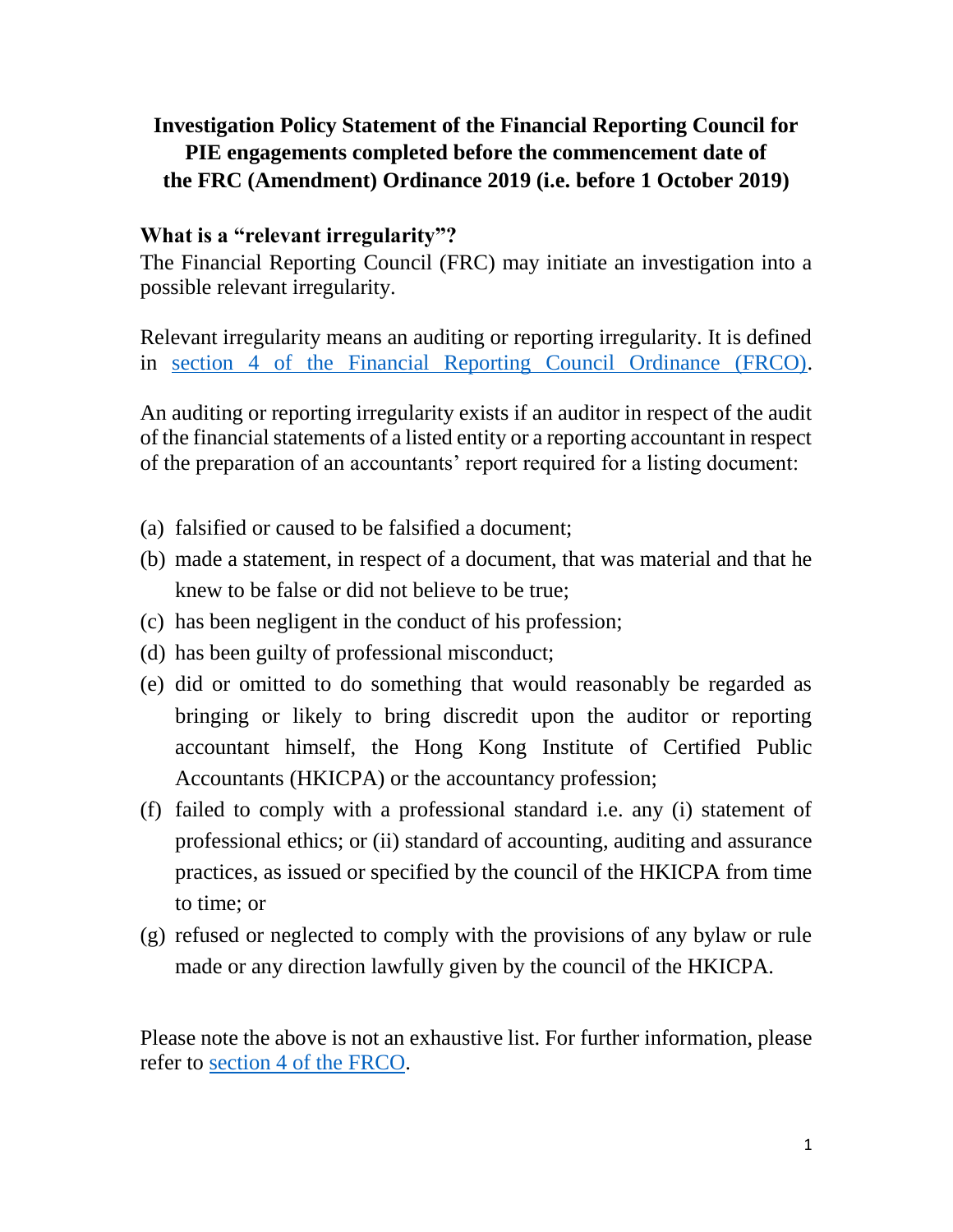# Investigation Policy Statement of the Financial Reporting Council for PIE engagements completed before the commencement date of the FRC (Amendment) Ordinance 2019 (i.e. before 1 October 2019)

## What is a "relevant irregularity"?

The Financial Reporting Council (FRC) may initiate an investigation into a possible relevant irregularity.

Relevant irregularity means an auditing or reporting irregularity. It is defined in [section 4 of the Financial Reporting Council Ordinance (FRCO)](#).

An auditing or reporting irregularity exists if an auditor in respect of the audit of the financial statements of a listed entity or a reporting accountant in respect of the preparation of an accountants' report required for a listing document:

(a) falsified or caused to be falsified a document;

(b) made a statement, in respect of a document, that was material and that he knew to be false or did not believe to be true;

(c) has been negligent in the conduct of his profession;

(d) has been guilty of professional misconduct;

(e) did or omitted to do something that would reasonably be regarded as bringing or likely to bring discredit upon the auditor or reporting accountant himself, the Hong Kong Institute of Certified Public Accountants (HKICPA) or the accountancy profession;

(f) failed to comply with a professional standard i.e. any (i) statement of professional ethics; or (ii) standard of accounting, auditing and assurance practices, as issued or specified by the council of the HKICPA from time to time; or

(g) refused or neglected to comply with the provisions of any bylaw or rule made or any direction lawfully given by the council of the HKICPA.

Please note the above is not an exhaustive list. For further information, please refer to [section 4 of the FRCO](#).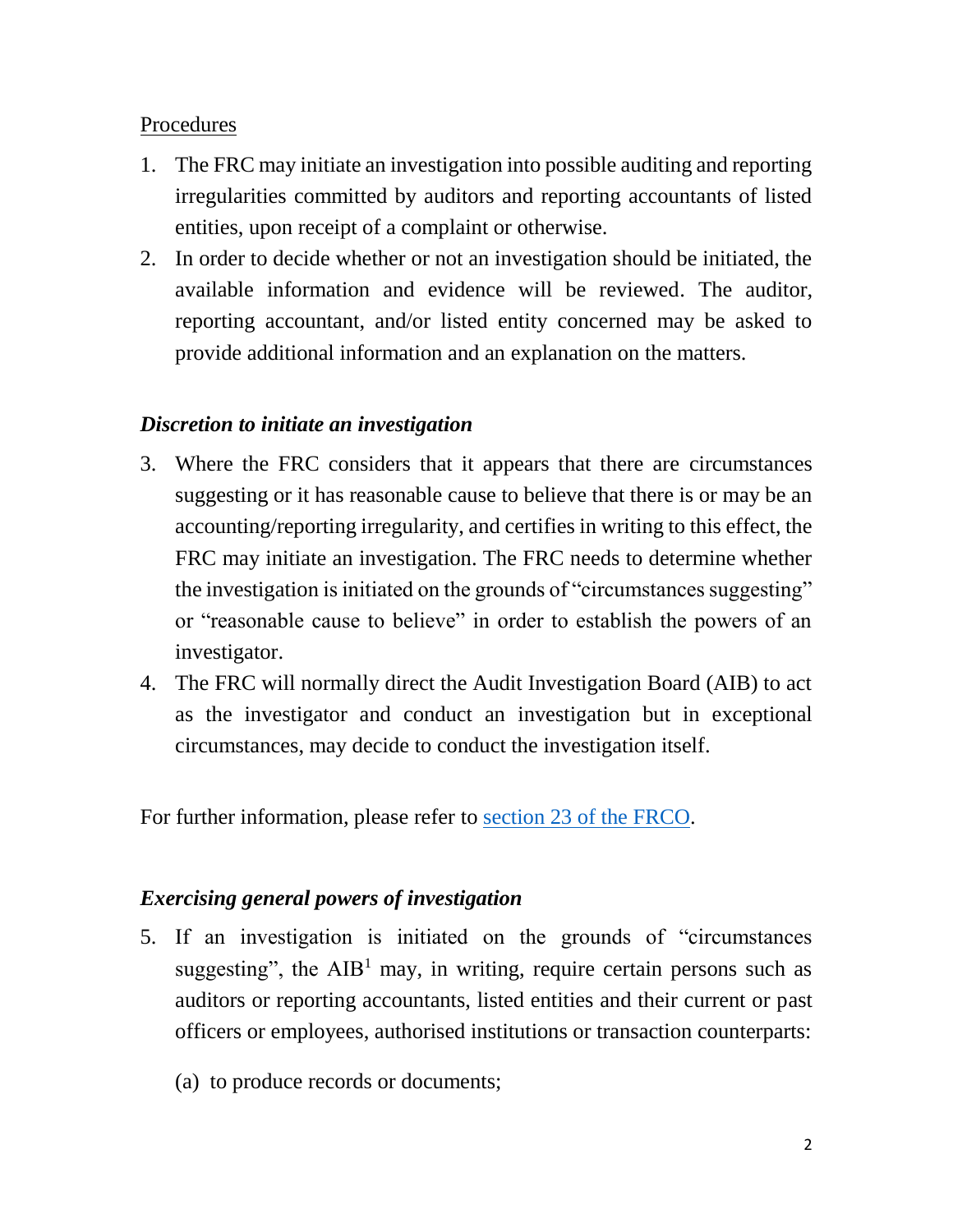Procedures

1. The FRC may initiate an investigation into possible auditing and reporting irregularities committed by auditors and reporting accountants of listed entities, upon receipt of a complaint or otherwise.
2. In order to decide whether or not an investigation should be initiated, the available information and evidence will be reviewed. The auditor, reporting accountant, and/or listed entity concerned may be asked to provide additional information and an explanation on the matters.

### *Discretion to initiate an investigation*

3. Where the FRC considers that it appears that there are circumstances suggesting or it has reasonable cause to believe that there is or may be an accounting/reporting irregularity, and certifies in writing to this effect, the FRC may initiate an investigation. The FRC needs to determine whether the investigation is initiated on the grounds of "circumstances suggesting" or "reasonable cause to believe" in order to establish the powers of an investigator.
4. The FRC will normally direct the Audit Investigation Board (AIB) to act as the investigator and conduct an investigation but in exceptional circumstances, may decide to conduct the investigation itself.

For further information, please refer to section 23 of the FRCO.

### *Exercising general powers of investigation*

5. If an investigation is initiated on the grounds of "circumstances suggesting", the AIB[1] may, in writing, require certain persons such as auditors or reporting accountants, listed entities and their current or past officers or employees, authorised institutions or transaction counterparts:

   (a) to produce records or documents;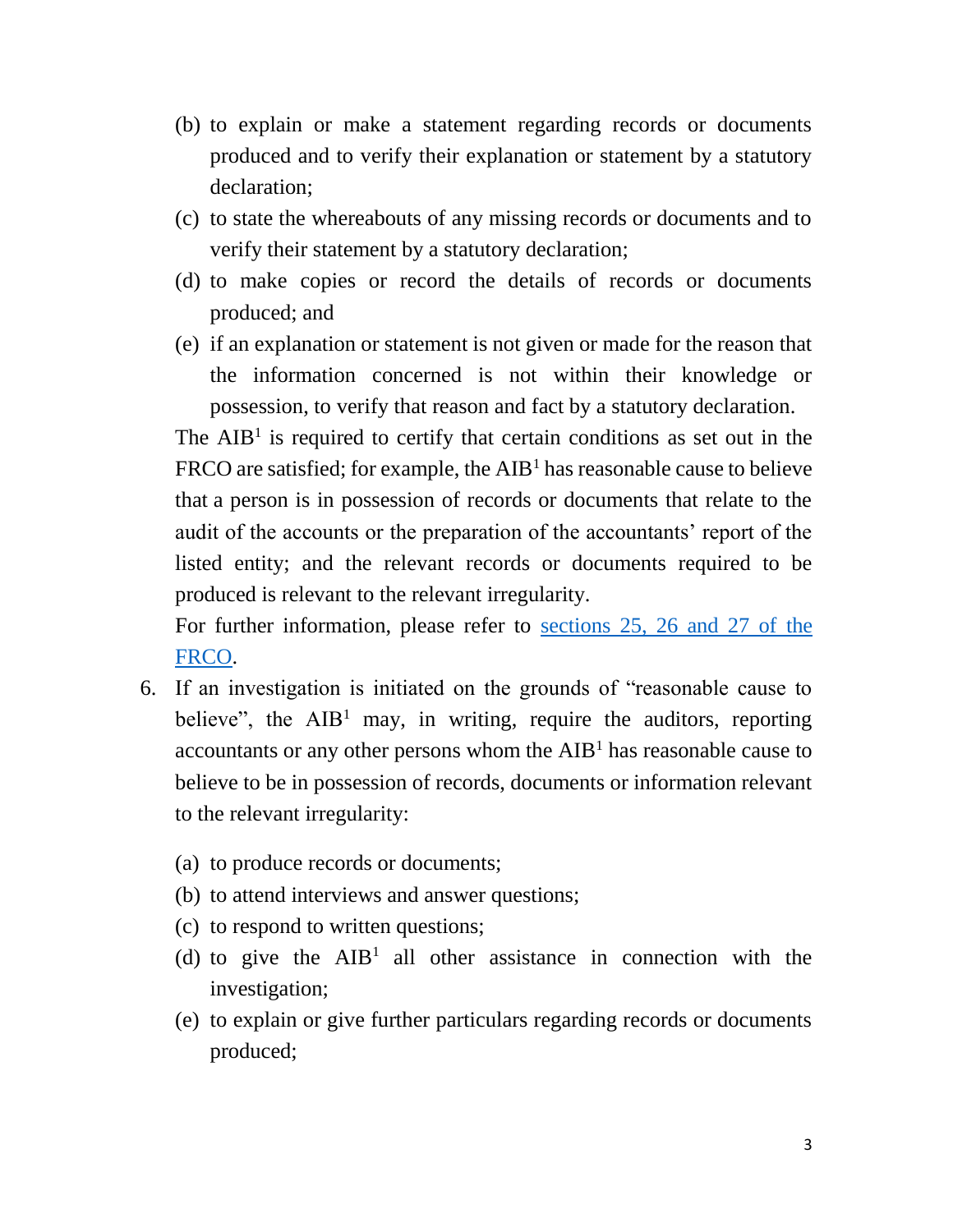(b) to explain or make a statement regarding records or documents produced and to verify their explanation or statement by a statutory declaration;

(c) to state the whereabouts of any missing records or documents and to verify their statement by a statutory declaration;

(d) to make copies or record the details of records or documents produced; and

(e) if an explanation or statement is not given or made for the reason that the information concerned is not within their knowledge or possession, to verify that reason and fact by a statutory declaration.

The AIB[1] is required to certify that certain conditions as set out in the FRCO are satisfied; for example, the AIB[1] has reasonable cause to believe that a person is in possession of records or documents that relate to the audit of the accounts or the preparation of the accountants' report of the listed entity; and the relevant records or documents required to be produced is relevant to the relevant irregularity.

For further information, please refer to [sections 25, 26 and 27 of the FRCO](#).

6. If an investigation is initiated on the grounds of "reasonable cause to believe", the AIB[1] may, in writing, require the auditors, reporting accountants or any other persons whom the AIB[1] has reasonable cause to believe to be in possession of records, documents or information relevant to the relevant irregularity:

   (a) to produce records or documents;
   (b) to attend interviews and answer questions;
   (c) to respond to written questions;
   (d) to give the AIB[1] all other assistance in connection with the investigation;
   (e) to explain or give further particulars regarding records or documents produced;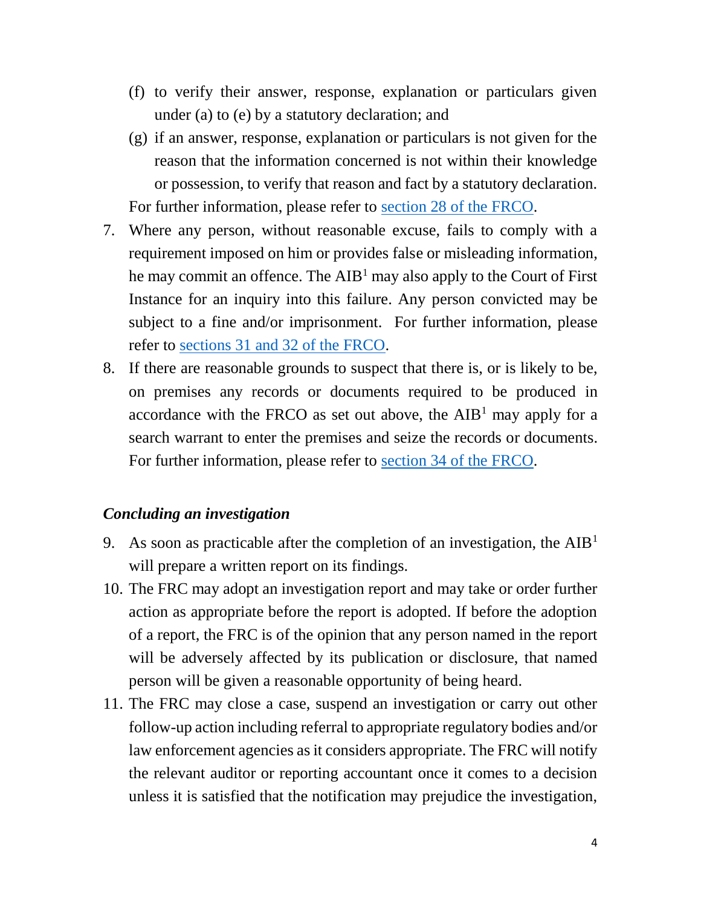(f) to verify their answer, response, explanation or particulars given under (a) to (e) by a statutory declaration; and

(g) if an answer, response, explanation or particulars is not given for the reason that the information concerned is not within their knowledge or possession, to verify that reason and fact by a statutory declaration.

For further information, please refer to [section 28 of the FRCO](#).

7. Where any person, without reasonable excuse, fails to comply with a requirement imposed on him or provides false or misleading information, he may commit an offence. The AIB[1] may also apply to the Court of First Instance for an inquiry into this failure. Any person convicted may be subject to a fine and/or imprisonment. For further information, please refer to [sections 31 and 32 of the FRCO](#).

8. If there are reasonable grounds to suspect that there is, or is likely to be, on premises any records or documents required to be produced in accordance with the FRCO as set out above, the AIB[1] may apply for a search warrant to enter the premises and seize the records or documents. For further information, please refer to [section 34 of the FRCO](#).

***Concluding an investigation***

9. As soon as practicable after the completion of an investigation, the AIB[1] will prepare a written report on its findings.

10. The FRC may adopt an investigation report and may take or order further action as appropriate before the report is adopted. If before the adoption of a report, the FRC is of the opinion that any person named in the report will be adversely affected by its publication or disclosure, that named person will be given a reasonable opportunity of being heard.

11. The FRC may close a case, suspend an investigation or carry out other follow-up action including referral to appropriate regulatory bodies and/or law enforcement agencies as it considers appropriate. The FRC will notify the relevant auditor or reporting accountant once it comes to a decision unless it is satisfied that the notification may prejudice the investigation,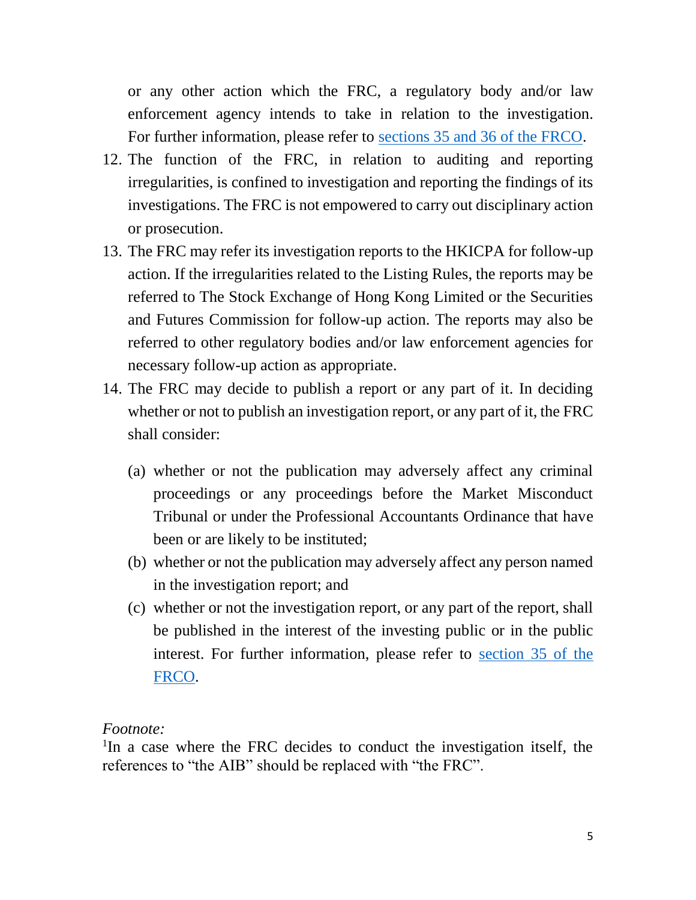or any other action which the FRC, a regulatory body and/or law enforcement agency intends to take in relation to the investigation. For further information, please refer to [sections 35 and 36 of the FRCO](#).

12. The function of the FRC, in relation to auditing and reporting irregularities, is confined to investigation and reporting the findings of its investigations. The FRC is not empowered to carry out disciplinary action or prosecution.
13. The FRC may refer its investigation reports to the HKICPA for follow-up action. If the irregularities related to the Listing Rules, the reports may be referred to The Stock Exchange of Hong Kong Limited or the Securities and Futures Commission for follow-up action. The reports may also be referred to other regulatory bodies and/or law enforcement agencies for necessary follow-up action as appropriate.
14. The FRC may decide to publish a report or any part of it. In deciding whether or not to publish an investigation report, or any part of it, the FRC shall consider:

    (a) whether or not the publication may adversely affect any criminal proceedings or any proceedings before the Market Misconduct Tribunal or under the Professional Accountants Ordinance that have been or are likely to be instituted;

    (b) whether or not the publication may adversely affect any person named in the investigation report; and

    (c) whether or not the investigation report, or any part of the report, shall be published in the interest of the investing public or in the public interest. For further information, please refer to [section 35 of the FRCO](#).

*Footnote:*

[1]In a case where the FRC decides to conduct the investigation itself, the references to "the AIB" should be replaced with "the FRC".